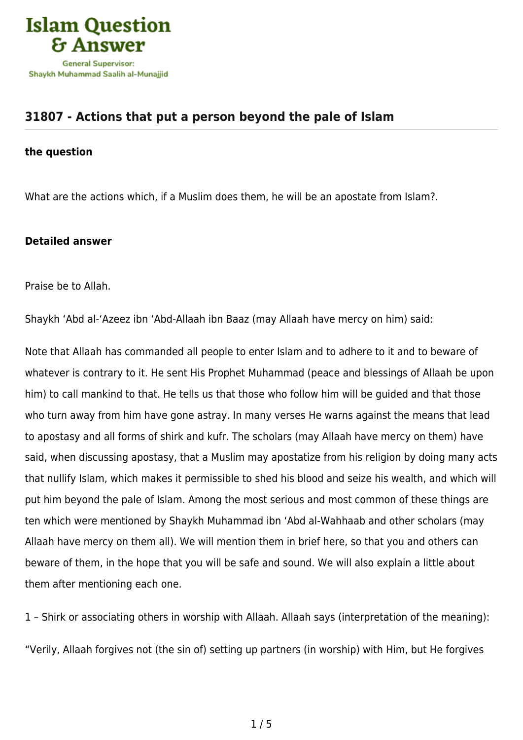## 31807 - Actions that put a person beyond the pale of Islam

### the question

What are the actions which, if a Muslim does them, he will be an apostate from Islam?.

### Detailed answer

Praise be to Allah.

Shaykh 'Abd al-'Azeez ibn 'Abd-Allaah ibn Baaz (may Allaah have mercy on him) said:

Note that Allaah has commanded all people to enter Islam and to adhere to it and to beware of whatever is contrary to it. He sent His Prophet Muhammad (peace and blessings of Allaah be upon him) to call mankind to that. He tells us that those who follow him will be guided and that those who turn away from him have gone astray. In many verses He warns against the means that lead to apostasy and all forms of shirk and kufr. The scholars (may Allaah have mercy on them) have said, when discussing apostasy, that a Muslim may apostatize from his religion by doing many acts that nullify Islam, which makes it permissible to shed his blood and seize his wealth, and which will put him beyond the pale of Islam. Among the most serious and most common of these things are ten which were mentioned by Shaykh Muhammad ibn 'Abd al-Wahhaab and other scholars (may Allaah have mercy on them all). We will mention them in brief here, so that you and others can beware of them, in the hope that you will be safe and sound. We will also explain a little about them after mentioning each one.

1 – Shirk or associating others in worship with Allaah. Allaah says (interpretation of the meaning):

"Verily, Allaah forgives not (the sin of) setting up partners (in worship) with Him, but He forgives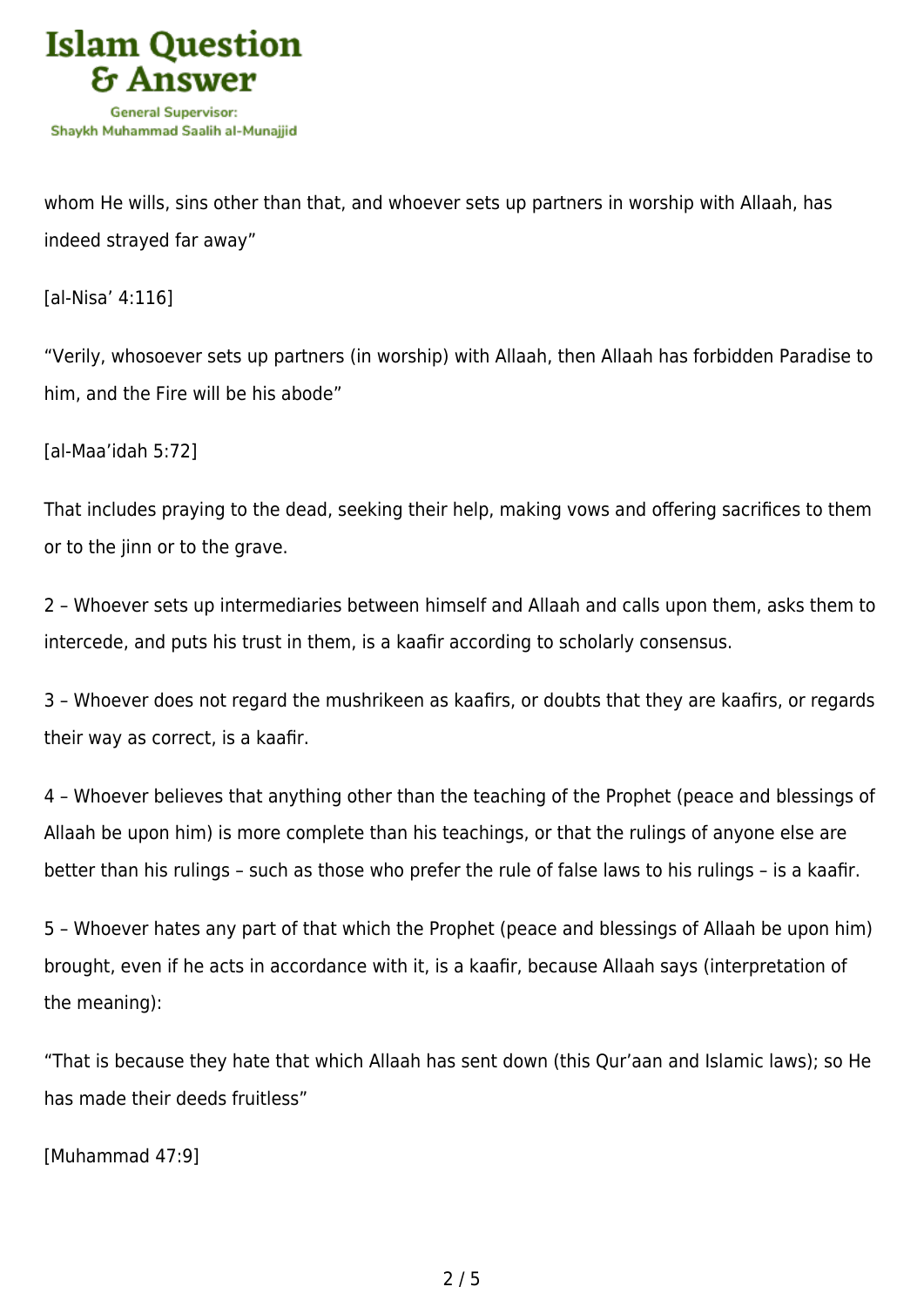whom He wills, sins other than that, and whoever sets up partners in worship with Allaah, has indeed strayed far away"

[al-Nisa' 4:116]

"Verily, whosoever sets up partners (in worship) with Allaah, then Allaah has forbidden Paradise to him, and the Fire will be his abode"

[al-Maa'idah 5:72]

That includes praying to the dead, seeking their help, making vows and offering sacrifices to them or to the jinn or to the grave.

2 – Whoever sets up intermediaries between himself and Allaah and calls upon them, asks them to intercede, and puts his trust in them, is a kaafir according to scholarly consensus.

3 – Whoever does not regard the mushrikeen as kaafirs, or doubts that they are kaafirs, or regards their way as correct, is a kaafir.

4 – Whoever believes that anything other than the teaching of the Prophet (peace and blessings of Allaah be upon him) is more complete than his teachings, or that the rulings of anyone else are better than his rulings – such as those who prefer the rule of false laws to his rulings – is a kaafir.

5 – Whoever hates any part of that which the Prophet (peace and blessings of Allaah be upon him) brought, even if he acts in accordance with it, is a kaafir, because Allaah says (interpretation of the meaning):

"That is because they hate that which Allaah has sent down (this Qur'aan and Islamic laws); so He has made their deeds fruitless"

[Muhammad 47:9]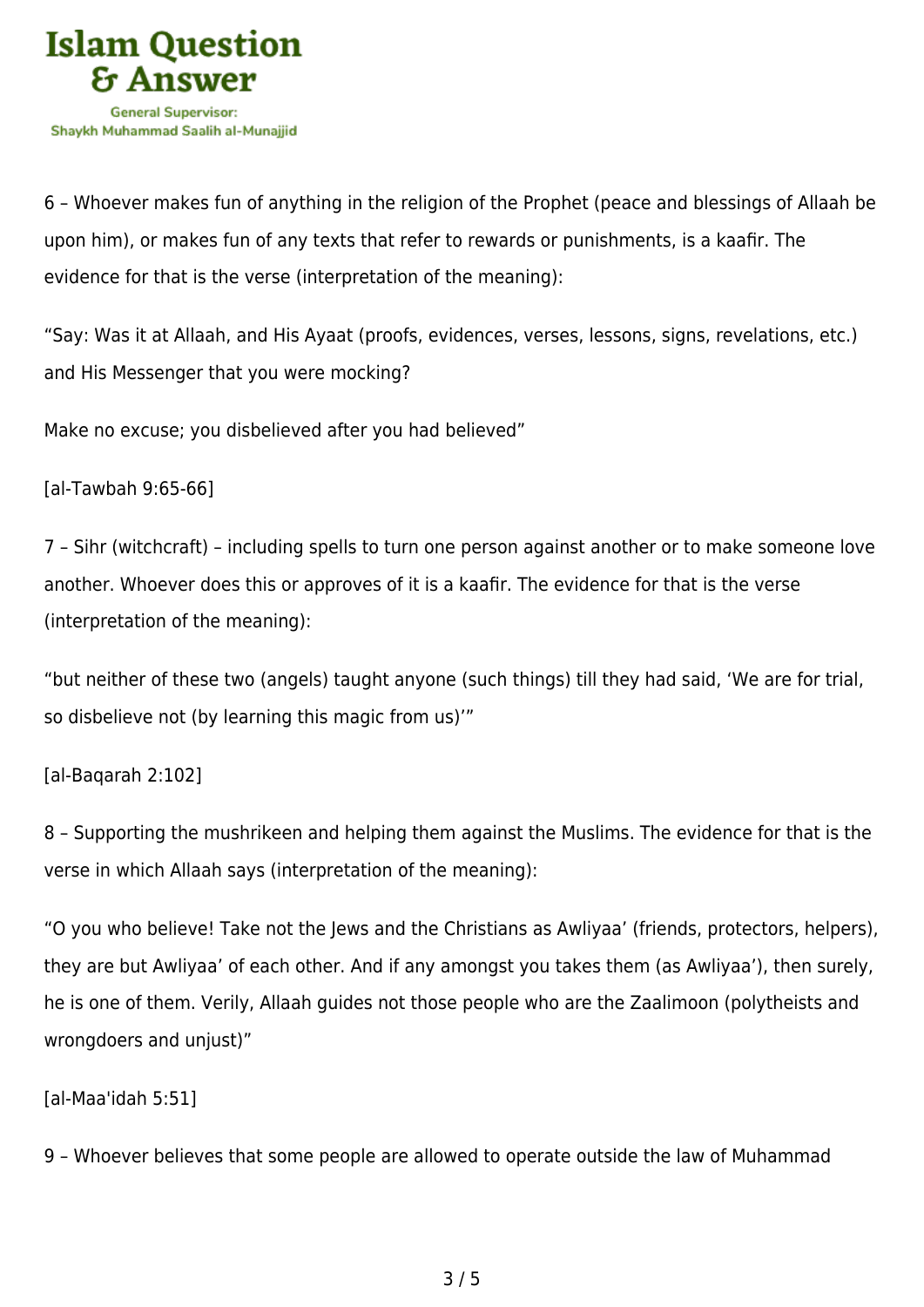6 – Whoever makes fun of anything in the religion of the Prophet (peace and blessings of Allaah be upon him), or makes fun of any texts that refer to rewards or punishments, is a kaafir. The evidence for that is the verse (interpretation of the meaning):

“Say: Was it at Allaah, and His Ayaat (proofs, evidences, verses, lessons, signs, revelations, etc.) and His Messenger that you were mocking?

Make no excuse; you disbelieved after you had believed”

[al-Tawbah 9:65-66]

7 – Sihr (witchcraft) – including spells to turn one person against another or to make someone love another. Whoever does this or approves of it is a kaafir. The evidence for that is the verse (interpretation of the meaning):

“but neither of these two (angels) taught anyone (such things) till they had said, ‘We are for trial, so disbelieve not (by learning this magic from us)’”

[al-Baqarah 2:102]

8 – Supporting the mushrikeen and helping them against the Muslims. The evidence for that is the verse in which Allaah says (interpretation of the meaning):

“O you who believe! Take not the Jews and the Christians as Awliyaa’ (friends, protectors, helpers), they are but Awliyaa’ of each other. And if any amongst you takes them (as Awliyaa’), then surely, he is one of them. Verily, Allaah guides not those people who are the Zaalimoon (polytheists and wrongdoers and unjust)”

[al-Maa'idah 5:51]

9 – Whoever believes that some people are allowed to operate outside the law of Muhammad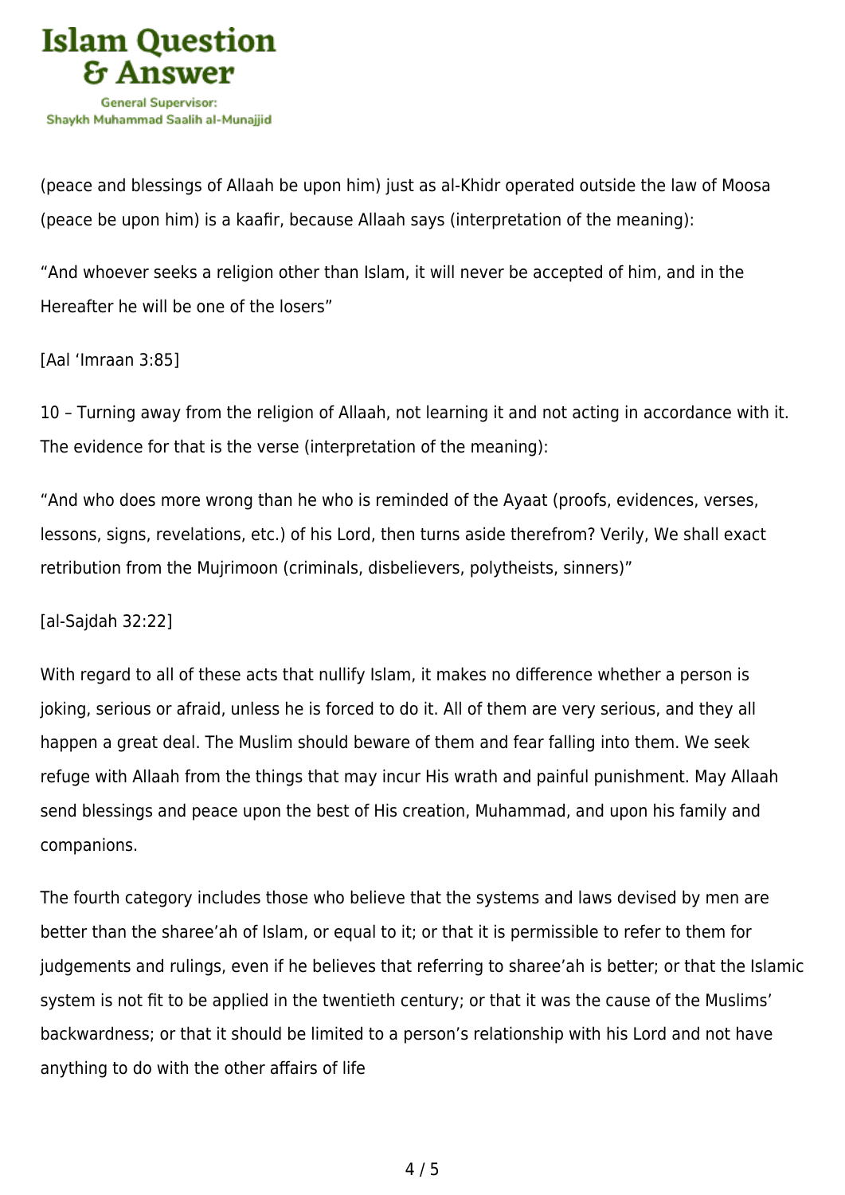(peace and blessings of Allaah be upon him) just as al-Khidr operated outside the law of Moosa (peace be upon him) is a kaafir, because Allaah says (interpretation of the meaning):

"And whoever seeks a religion other than Islam, it will never be accepted of him, and in the Hereafter he will be one of the losers"

[Aal 'Imraan 3:85]

10 – Turning away from the religion of Allaah, not learning it and not acting in accordance with it. The evidence for that is the verse (interpretation of the meaning):

"And who does more wrong than he who is reminded of the Ayaat (proofs, evidences, verses, lessons, signs, revelations, etc.) of his Lord, then turns aside therefrom? Verily, We shall exact retribution from the Mujrimoon (criminals, disbelievers, polytheists, sinners)"

[al-Sajdah 32:22]

With regard to all of these acts that nullify Islam, it makes no difference whether a person is joking, serious or afraid, unless he is forced to do it. All of them are very serious, and they all happen a great deal. The Muslim should beware of them and fear falling into them. We seek refuge with Allaah from the things that may incur His wrath and painful punishment. May Allaah send blessings and peace upon the best of His creation, Muhammad, and upon his family and companions.

The fourth category includes those who believe that the systems and laws devised by men are better than the sharee'ah of Islam, or equal to it; or that it is permissible to refer to them for judgements and rulings, even if he believes that referring to sharee'ah is better; or that the Islamic system is not fit to be applied in the twentieth century; or that it was the cause of the Muslims' backwardness; or that it should be limited to a person's relationship with his Lord and not have anything to do with the other affairs of life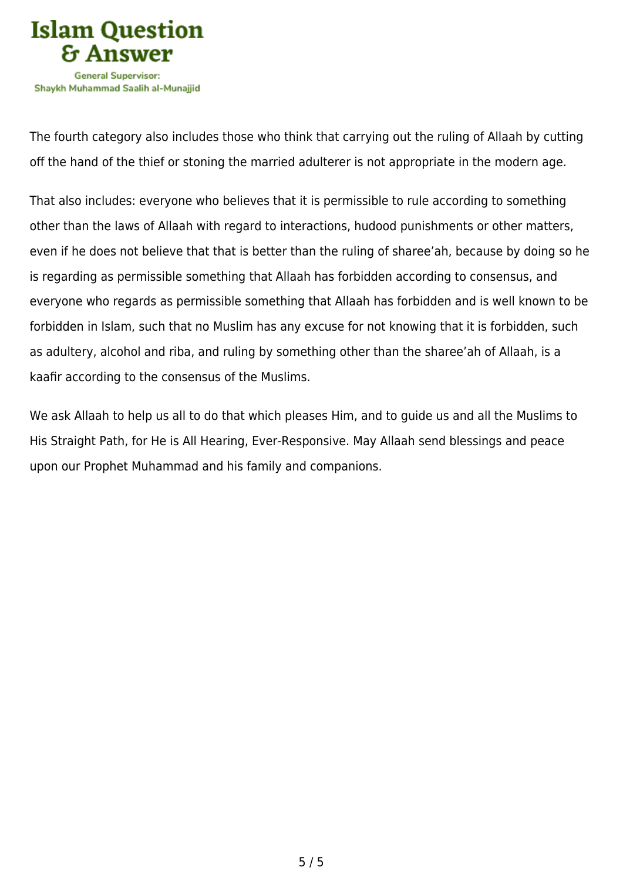The fourth category also includes those who think that carrying out the ruling of Allaah by cutting off the hand of the thief or stoning the married adulterer is not appropriate in the modern age.

That also includes: everyone who believes that it is permissible to rule according to something other than the laws of Allaah with regard to interactions, hudood punishments or other matters, even if he does not believe that that is better than the ruling of sharee'ah, because by doing so he is regarding as permissible something that Allaah has forbidden according to consensus, and everyone who regards as permissible something that Allaah has forbidden and is well known to be forbidden in Islam, such that no Muslim has any excuse for not knowing that it is forbidden, such as adultery, alcohol and riba, and ruling by something other than the sharee'ah of Allaah, is a kaafir according to the consensus of the Muslims.

We ask Allaah to help us all to do that which pleases Him, and to guide us and all the Muslims to His Straight Path, for He is All Hearing, Ever-Responsive. May Allaah send blessings and peace upon our Prophet Muhammad and his family and companions.